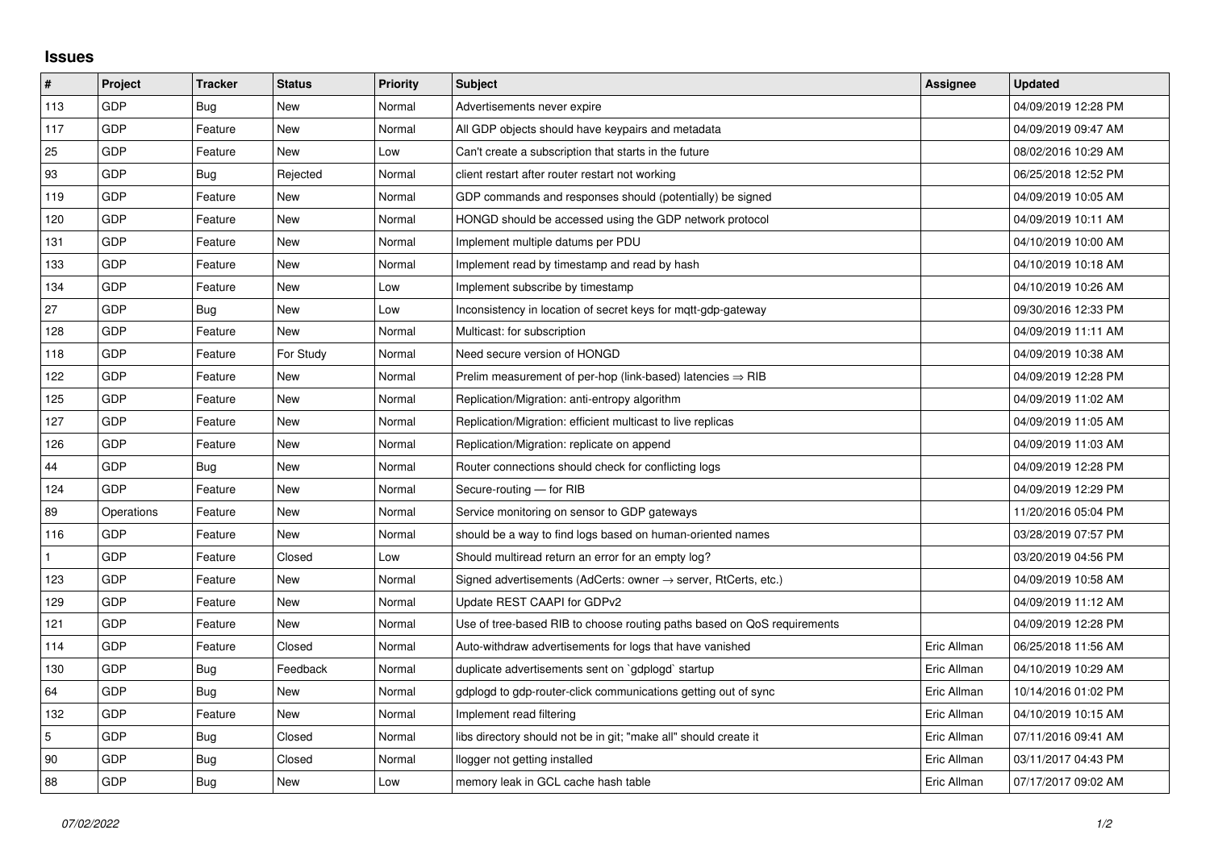# Issues

| # | Project | Tracker | Status | Priority | Subject | Assignee | Updated |
|---|---|---|---|---|---|---|---|
| 113 | GDP | Bug | New | Normal | Advertisements never expire | | 04/09/2019 12:28 PM |
| 117 | GDP | Feature | New | Normal | All GDP objects should have keypairs and metadata | | 04/09/2019 09:47 AM |
| 25 | GDP | Feature | New | Low | Can't create a subscription that starts in the future | | 08/02/2016 10:29 AM |
| 93 | GDP | Bug | Rejected | Normal | client restart after router restart not working | | 06/25/2018 12:52 PM |
| 119 | GDP | Feature | New | Normal | GDP commands and responses should (potentially) be signed | | 04/09/2019 10:05 AM |
| 120 | GDP | Feature | New | Normal | HONGD should be accessed using the GDP network protocol | | 04/09/2019 10:11 AM |
| 131 | GDP | Feature | New | Normal | Implement multiple datums per PDU | | 04/10/2019 10:00 AM |
| 133 | GDP | Feature | New | Normal | Implement read by timestamp and read by hash | | 04/10/2019 10:18 AM |
| 134 | GDP | Feature | New | Low | Implement subscribe by timestamp | | 04/10/2019 10:26 AM |
| 27 | GDP | Bug | New | Low | Inconsistency in location of secret keys for mqtt-gdp-gateway | | 09/30/2016 12:33 PM |
| 128 | GDP | Feature | New | Normal | Multicast: for subscription | | 04/09/2019 11:11 AM |
| 118 | GDP | Feature | For Study | Normal | Need secure version of HONGD | | 04/09/2019 10:38 AM |
| 122 | GDP | Feature | New | Normal | Prelim measurement of per-hop (link-based) latencies ⇒ RIB | | 04/09/2019 12:28 PM |
| 125 | GDP | Feature | New | Normal | Replication/Migration: anti-entropy algorithm | | 04/09/2019 11:02 AM |
| 127 | GDP | Feature | New | Normal | Replication/Migration: efficient multicast to live replicas | | 04/09/2019 11:05 AM |
| 126 | GDP | Feature | New | Normal | Replication/Migration: replicate on append | | 04/09/2019 11:03 AM |
| 44 | GDP | Bug | New | Normal | Router connections should check for conflicting logs | | 04/09/2019 12:28 PM |
| 124 | GDP | Feature | New | Normal | Secure-routing — for RIB | | 04/09/2019 12:29 PM |
| 89 | Operations | Feature | New | Normal | Service monitoring on sensor to GDP gateways | | 11/20/2016 05:04 PM |
| 116 | GDP | Feature | New | Normal | should be a way to find logs based on human-oriented names | | 03/28/2019 07:57 PM |
| 1 | GDP | Feature | Closed | Low | Should multiread return an error for an empty log? | | 03/20/2019 04:56 PM |
| 123 | GDP | Feature | New | Normal | Signed advertisements (AdCerts: owner → server, RtCerts, etc.) | | 04/09/2019 10:58 AM |
| 129 | GDP | Feature | New | Normal | Update REST CAAPI for GDPv2 | | 04/09/2019 11:12 AM |
| 121 | GDP | Feature | New | Normal | Use of tree-based RIB to choose routing paths based on QoS requirements | | 04/09/2019 12:28 PM |
| 114 | GDP | Feature | Closed | Normal | Auto-withdraw advertisements for logs that have vanished | Eric Allman | 06/25/2018 11:56 AM |
| 130 | GDP | Bug | Feedback | Normal | duplicate advertisements sent on `gdplogd` startup | Eric Allman | 04/10/2019 10:29 AM |
| 64 | GDP | Bug | New | Normal | gdplogd to gdp-router-click communications getting out of sync | Eric Allman | 10/14/2016 01:02 PM |
| 132 | GDP | Feature | New | Normal | Implement read filtering | Eric Allman | 04/10/2019 10:15 AM |
| 5 | GDP | Bug | Closed | Normal | libs directory should not be in git; "make all" should create it | Eric Allman | 07/11/2016 09:41 AM |
| 90 | GDP | Bug | Closed | Normal | llogger not getting installed | Eric Allman | 03/11/2017 04:43 PM |
| 88 | GDP | Bug | New | Low | memory leak in GCL cache hash table | Eric Allman | 07/17/2017 09:02 AM |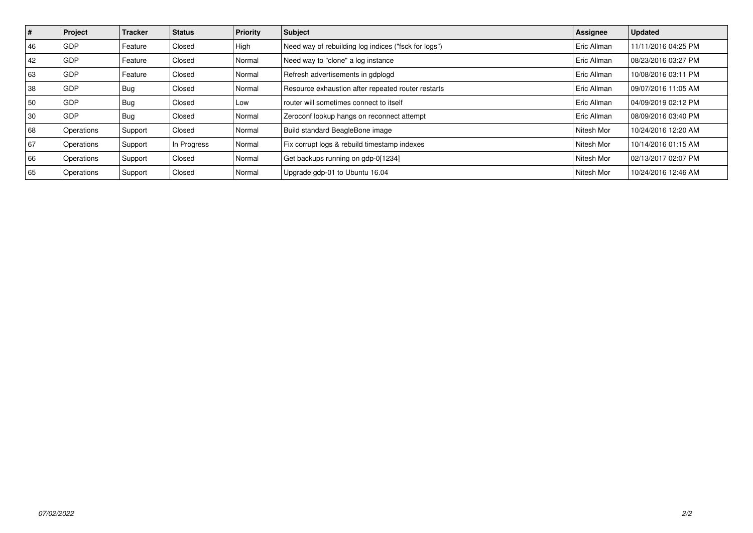| # | Project | Tracker | Status | Priority | Subject | Assignee | Updated |
|---|---|---|---|---|---|---|---|
| 46 | GDP | Feature | Closed | High | Need way of rebuilding log indices ("fsck for logs") | Eric Allman | 11/11/2016 04:25 PM |
| 42 | GDP | Feature | Closed | Normal | Need way to "clone" a log instance | Eric Allman | 08/23/2016 03:27 PM |
| 63 | GDP | Feature | Closed | Normal | Refresh advertisements in gdplogd | Eric Allman | 10/08/2016 03:11 PM |
| 38 | GDP | Bug | Closed | Normal | Resource exhaustion after repeated router restarts | Eric Allman | 09/07/2016 11:05 AM |
| 50 | GDP | Bug | Closed | Low | router will sometimes connect to itself | Eric Allman | 04/09/2019 02:12 PM |
| 30 | GDP | Bug | Closed | Normal | Zeroconf lookup hangs on reconnect attempt | Eric Allman | 08/09/2016 03:40 PM |
| 68 | Operations | Support | Closed | Normal | Build standard BeagleBone image | Nitesh Mor | 10/24/2016 12:20 AM |
| 67 | Operations | Support | In Progress | Normal | Fix corrupt logs & rebuild timestamp indexes | Nitesh Mor | 10/14/2016 01:15 AM |
| 66 | Operations | Support | Closed | Normal | Get backups running on gdp-0[1234] | Nitesh Mor | 02/13/2017 02:07 PM |
| 65 | Operations | Support | Closed | Normal | Upgrade gdp-01 to Ubuntu 16.04 | Nitesh Mor | 10/24/2016 12:46 AM |

*07/02/2022*